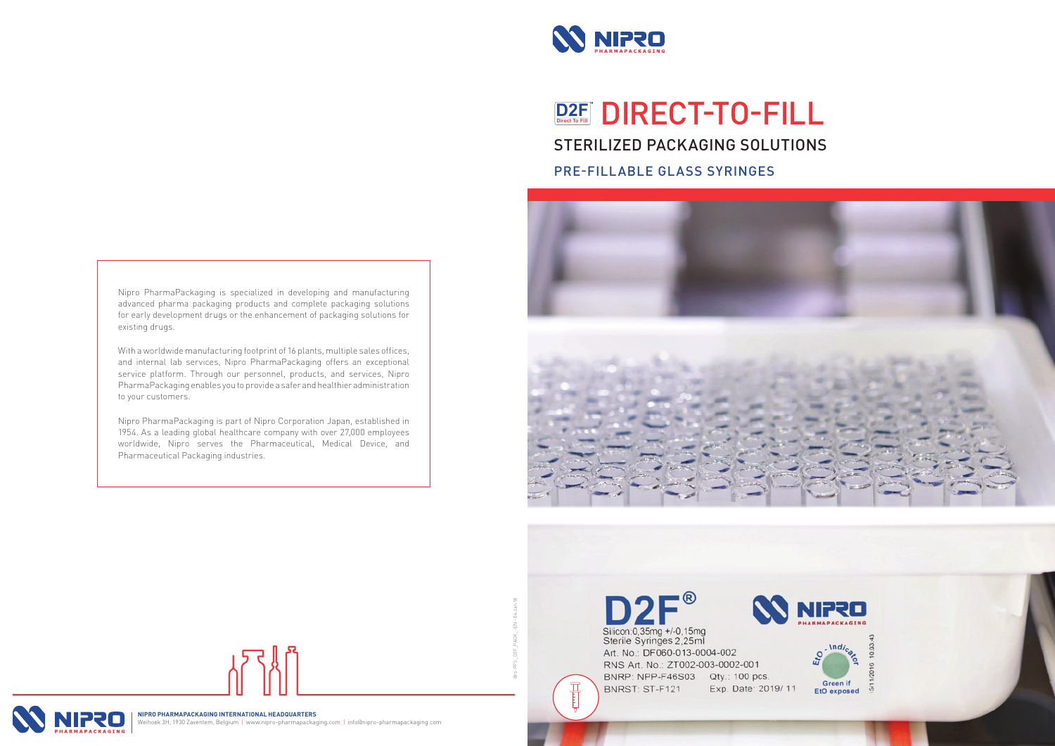# D2F DIRECT-TO-FILL

## STERILIZED PACKAGING SOLUTIONS

### PRE-FILLABLE GLASS SYRINGES

Nipro PharmaPackaging is specialized in developing and manufacturing advanced pharma packaging products and complete packaging solutions for early development drugs or the enhancement of packaging solutions for existing drugs.

With a worldwide manufacturing footprint of 16 plants, multiple sales offices, and internal lab services, Nipro PharmaPackaging offers an exceptional service platform. Through our personnel, products, and services, Nipro PharmaPackaging enables you to provide a safer and healthier administration to your customers.

Nipro PharmaPackaging is part of Nipro Corporation Japan, established in 1954. As a leading global healthcare company with over 27,000 employees worldwide, Nipro serves the Pharmaceutical, Medical Device, and Pharmaceutical Packaging industries.

**NIPRO PHARMAPACKAGING INTERNATIONAL HEADQUARTERS**
Weihoek 3H, 1930 Zaventem, Belgium | www.nipro-pharmapackaging.com | info@nipro-pharmapackaging.com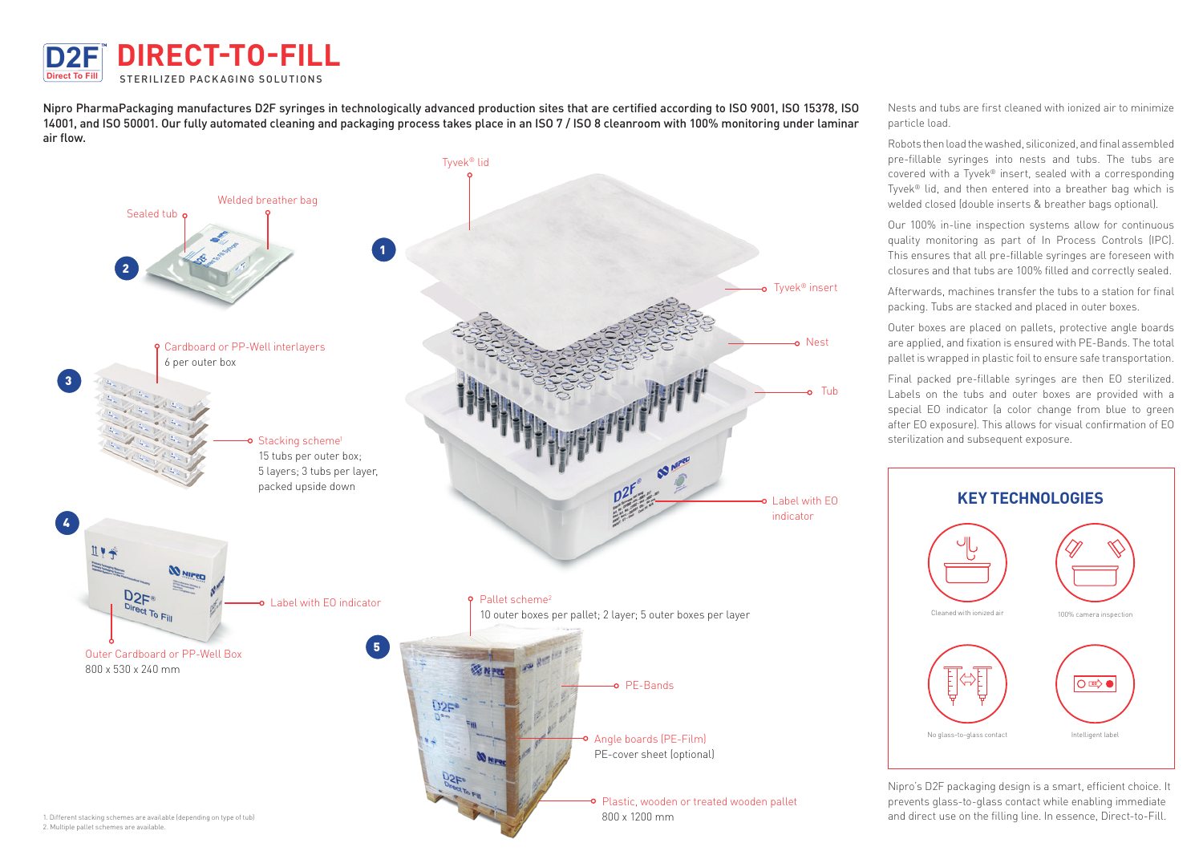# DIRECT-TO-FILL

STERILIZED PACKAGING SOLUTIONS

**Nipro PharmaPackaging manufactures D2F syringes in technologically advanced production sites that are certified according to ISO 9001, ISO 15378, ISO 14001, and ISO 50001. Our fully automated cleaning and packaging process takes place in an ISO 7 / ISO 8 cleanroom with 100% monitoring under laminar air flow.**

1

Tyvek® lid

Tyvek® insert

Nest

Tub

Label with EO indicator

2

Sealed tub

Welded breather bag

3

Cardboard or PP-Well interlayers
6 per outer box

Stacking scheme[1]
15 tubs per outer box;
5 layers; 3 tubs per layer,
packed upside down

4

Label with EO indicator

Outer Cardboard or PP-Well Box
800 x 530 x 240 mm

5

Pallet scheme[2]
10 outer boxes per pallet; 2 layer; 5 outer boxes per layer

PE-Bands

Angle boards (PE-Film)
PE-cover sheet (optional)

Plastic, wooden or treated wooden pallet
800 x 1200 mm

Nests and tubs are first cleaned with ionized air to minimize particle load.

Robots then load the washed, siliconized, and final assembled pre-fillable syringes into nests and tubs. The tubs are covered with a Tyvek® insert, sealed with a corresponding Tyvek® lid, and then entered into a breather bag which is welded closed (double inserts & breather bags optional).

Our 100% in-line inspection systems allow for continuous quality monitoring as part of In Process Controls (IPC). This ensures that all pre-fillable syringes are foreseen with closures and that tubs are 100% filled and correctly sealed.

Afterwards, machines transfer the tubs to a station for final packing. Tubs are stacked and placed in outer boxes.

Outer boxes are placed on pallets, protective angle boards are applied, and fixation is ensured with PE-Bands. The total pallet is wrapped in plastic foil to ensure safe transportation.

Final packed pre-fillable syringes are then EO sterilized. Labels on the tubs and outer boxes are provided with a special EO indicator (a color change from blue to green after EO exposure). This allows for visual confirmation of EO sterilization and subsequent exposure.

## KEY TECHNOLOGIES

Cleaned with ionized air

100% camera inspection

No glass-to-glass contact

Intelligent label

Nipro's D2F packaging design is a smart, efficient choice. It prevents glass-to-glass contact while enabling immediate and direct use on the filling line. In essence, Direct-to-Fill.

1. Different stacking schemes are available (depending on type of tub)
2. Multiple pallet schemes are available.